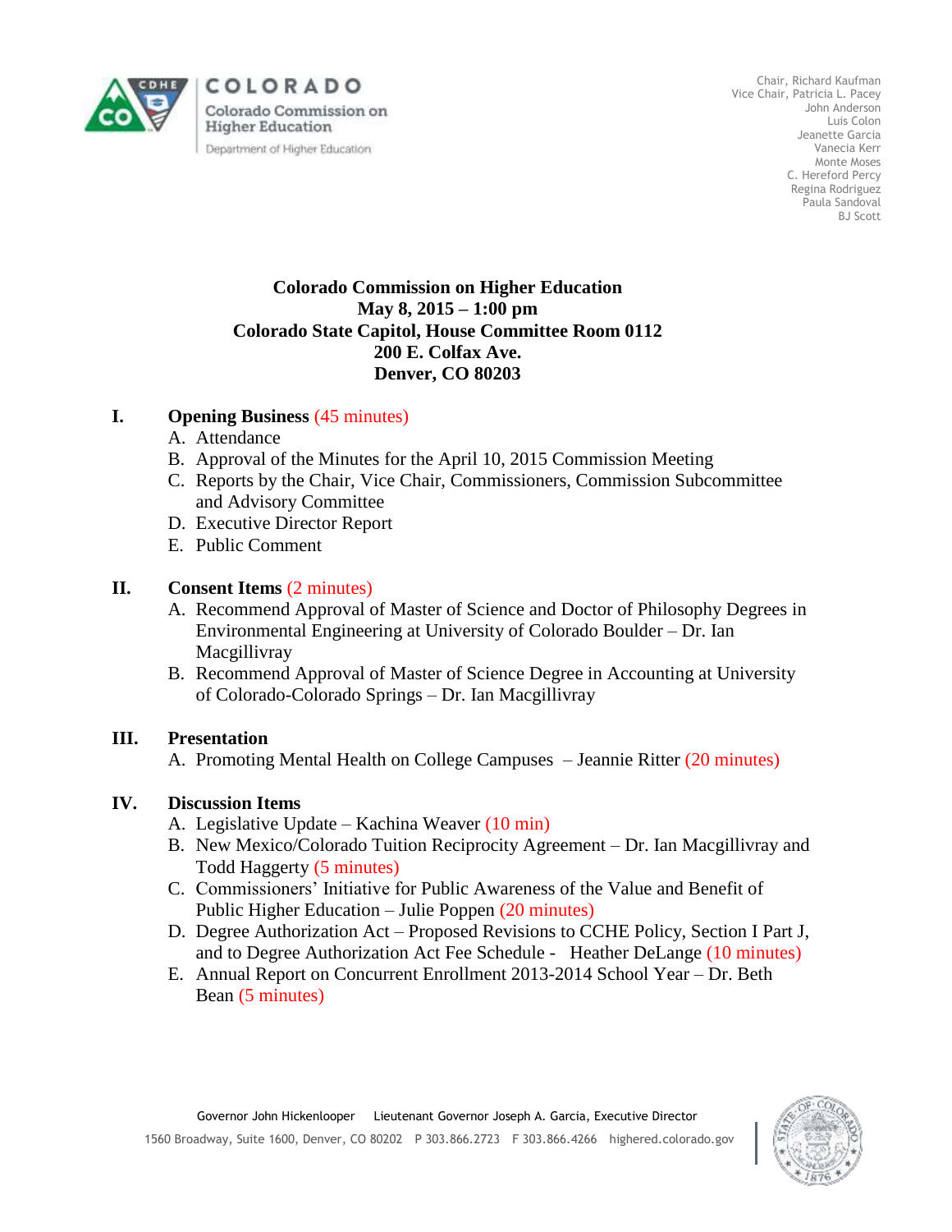COLORADO

Colorado Commission on Higher Education

Department of Higher Education

Chair, Richard Kaufman
Vice Chair, Patricia L. Pacey
John Anderson
Luis Colon
Jeanette Garcia
Vanecia Kerr
Monte Moses
C. Hereford Percy
Regina Rodriguez
Paula Sandoval
BJ Scott

**Colorado Commission on Higher Education**
**May 8, 2015 – 1:00 pm**
**Colorado State Capitol, House Committee Room 0112**
**200 E. Colfax Ave.**
**Denver, CO 80203**

**I. Opening Business** (45 minutes)

A. Attendance
B. Approval of the Minutes for the April 10, 2015 Commission Meeting
C. Reports by the Chair, Vice Chair, Commissioners, Commission Subcommittee and Advisory Committee
D. Executive Director Report
E. Public Comment

**II. Consent Items** (2 minutes)

A. Recommend Approval of Master of Science and Doctor of Philosophy Degrees in Environmental Engineering at University of Colorado Boulder – Dr. Ian Macgillivray
B. Recommend Approval of Master of Science Degree in Accounting at University of Colorado-Colorado Springs – Dr. Ian Macgillivray

**III. Presentation**

A. Promoting Mental Health on College Campuses – Jeannie Ritter (20 minutes)

**IV. Discussion Items**

A. Legislative Update – Kachina Weaver (10 min)
B. New Mexico/Colorado Tuition Reciprocity Agreement – Dr. Ian Macgillivray and Todd Haggerty (5 minutes)
C. Commissioners' Initiative for Public Awareness of the Value and Benefit of Public Higher Education – Julie Poppen (20 minutes)
D. Degree Authorization Act – Proposed Revisions to CCHE Policy, Section I Part J, and to Degree Authorization Act Fee Schedule - Heather DeLange (10 minutes)
E. Annual Report on Concurrent Enrollment 2013-2014 School Year – Dr. Beth Bean (5 minutes)

Governor John Hickenlooper    Lieutenant Governor Joseph A. Garcia, Executive Director
1560 Broadway, Suite 1600, Denver, CO 80202   P 303.866.2723   F 303.866.4266   highered.colorado.gov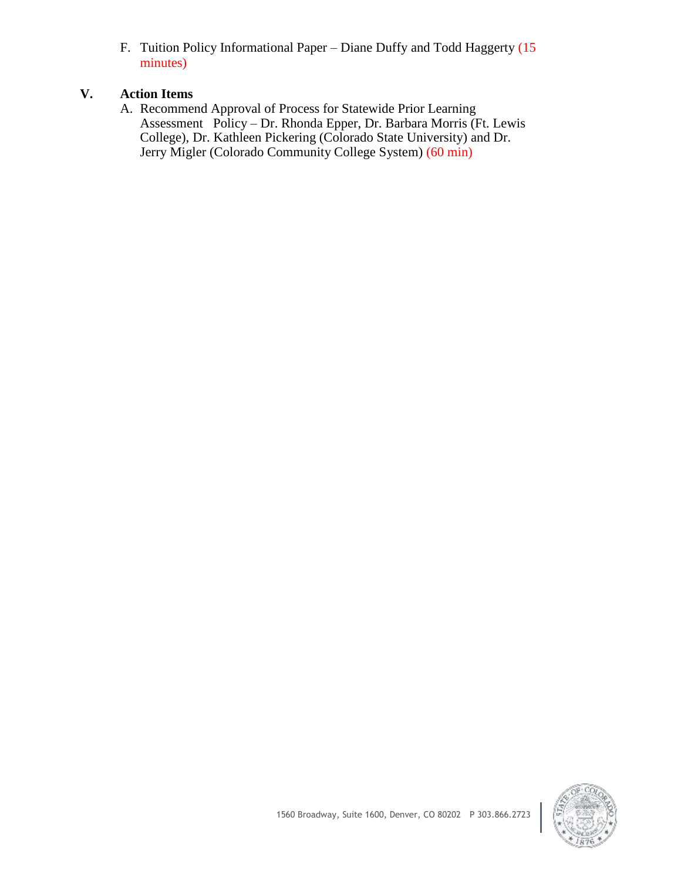F. Tuition Policy Informational Paper – Diane Duffy and Todd Haggerty (15 minutes)

## V. Action Items

A. Recommend Approval of Process for Statewide Prior Learning Assessment Policy – Dr. Rhonda Epper, Dr. Barbara Morris (Ft. Lewis College), Dr. Kathleen Pickering (Colorado State University) and Dr. Jerry Migler (Colorado Community College System) (60 min)